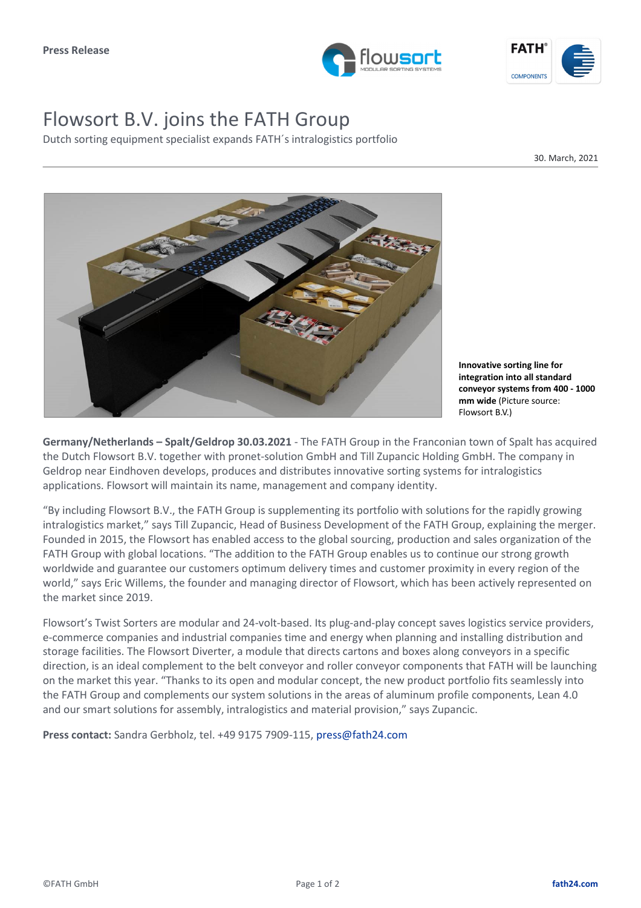Press Release

# Flowsort B.V. joins the FATH Group

Dutch sorting equipment specialist expands FATH´s intralogistics portfolio

30. March, 2021

**Innovative sorting line for integration into all standard conveyor systems from 400 - 1000 mm wide** (Picture source: Flowsort B.V.)

**Germany/Netherlands – Spalt/Geldrop 30.03.2021** - The FATH Group in the Franconian town of Spalt has acquired the Dutch Flowsort B.V. together with pronet-solution GmbH and Till Zupancic Holding GmbH. The company in Geldrop near Eindhoven develops, produces and distributes innovative sorting systems for intralogistics applications. Flowsort will maintain its name, management and company identity.

“By including Flowsort B.V., the FATH Group is supplementing its portfolio with solutions for the rapidly growing intralogistics market,” says Till Zupancic, Head of Business Development of the FATH Group, explaining the merger. Founded in 2015, the Flowsort has enabled access to the global sourcing, production and sales organization of the FATH Group with global locations. “The addition to the FATH Group enables us to continue our strong growth worldwide and guarantee our customers optimum delivery times and customer proximity in every region of the world,” says Eric Willems, the founder and managing director of Flowsort, which has been actively represented on the market since 2019.

Flowsort’s Twist Sorters are modular and 24-volt-based. Its plug-and-play concept saves logistics service providers, e-commerce companies and industrial companies time and energy when planning and installing distribution and storage facilities. The Flowsort Diverter, a module that directs cartons and boxes along conveyors in a specific direction, is an ideal complement to the belt conveyor and roller conveyor components that FATH will be launching on the market this year. “Thanks to its open and modular concept, the new product portfolio fits seamlessly into the FATH Group and complements our system solutions in the areas of aluminum profile components, Lean 4.0 and our smart solutions for assembly, intralogistics and material provision,” says Zupancic.

**Press contact:** Sandra Gerbholz, tel. +49 9175 7909-115, press@fath24.com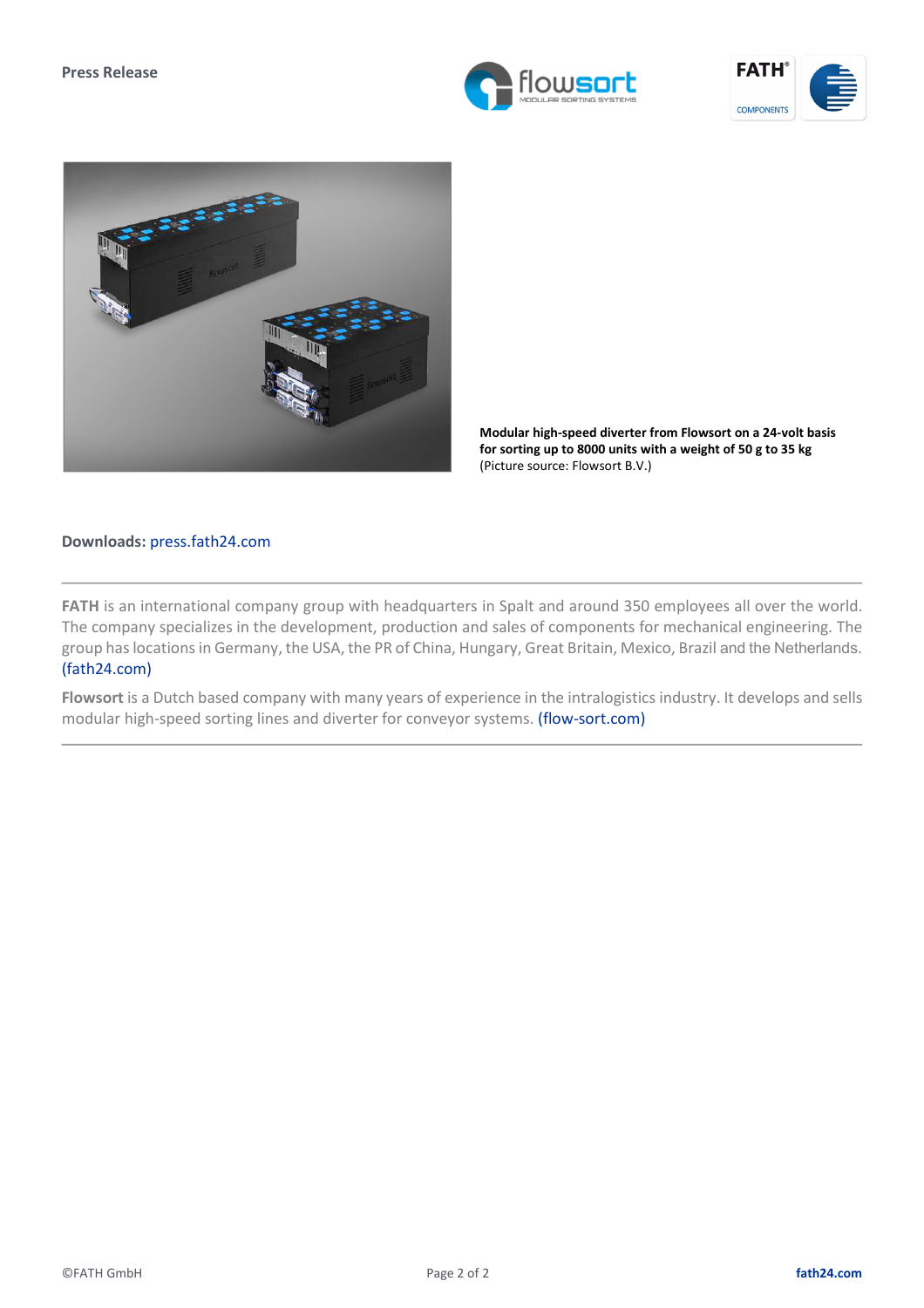**Modular high-speed diverter from Flowsort on a 24-volt basis for sorting up to 8000 units with a weight of 50 g to 35 kg**
(Picture source: Flowsort B.V.)

**Downloads:** press.fath24.com

---

**FATH** is an international company group with headquarters in Spalt and around 350 employees all over the world. The company specializes in the development, production and sales of components for mechanical engineering. The group has locations in Germany, the USA, the PR of China, Hungary, Great Britain, Mexico, Brazil and the Netherlands. (fath24.com)

**Flowsort** is a Dutch based company with many years of experience in the intralogistics industry. It develops and sells modular high-speed sorting lines and diverter for conveyor systems. (flow-sort.com)

---